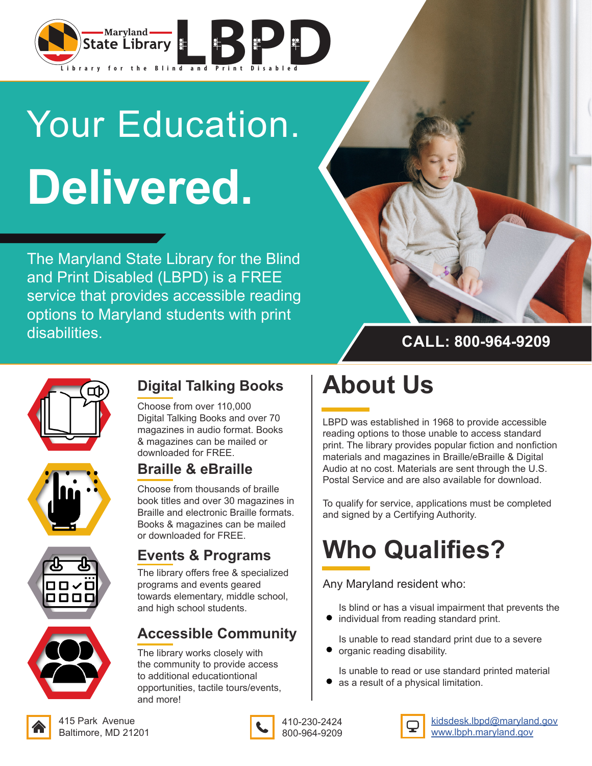Maryland State Library

# LBPD

Library for the Blind and Print Disabled

# Your Education. Delivered.

The Maryland State Library for the Blind and Print Disabled (LBPD) is a FREE service that provides accessible reading options to Maryland students with print disabilities.

**CALL: 800-964-9209**

## Digital Talking Books

Choose from over 110,000 Digital Talking Books and over 70 magazines in audio format. Books & magazines can be mailed or downloaded for FREE.

## Braille & eBraille

Choose from thousands of braille book titles and over 30 magazines in Braille and electronic Braille formats. Books & magazines can be mailed or downloaded for FREE.

## Events & Programs

The library offers free & specialized programs and events geared towards elementary, middle school, and high school students.

## Accessible Community

The library works closely with the community to provide access to additional educationtional opportunities, tactile tours/events, and more!

## About Us

LBPD was established in 1968 to provide accessible reading options to those unable to access standard print. The library provides popular fiction and nonfiction materials and magazines in Braille/eBraille & Digital Audio at no cost. Materials are sent through the U.S. Postal Service and are also available for download.

To qualify for service, applications must be completed and signed by a Certifying Authority.

## Who Qualifies?

Any Maryland resident who:

- Is blind or has a visual impairment that prevents the individual from reading standard print.
- Is unable to read standard print due to a severe organic reading disability.
- Is unable to read or use standard printed material as a result of a physical limitation.

415 Park Avenue
Baltimore, MD 21201

410-230-2424
800-964-9209

kidsdesk.lbpd@maryland.gov
www.lbph.maryland.gov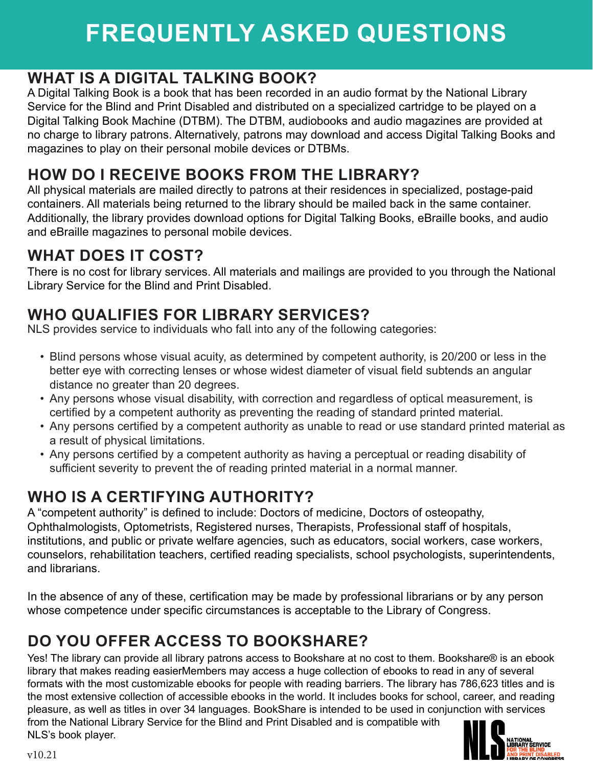# FREQUENTLY ASKED QUESTIONS

## WHAT IS A DIGITAL TALKING BOOK?

A Digital Talking Book is a book that has been recorded in an audio format by the National Library Service for the Blind and Print Disabled and distributed on a specialized cartridge to be played on a Digital Talking Book Machine (DTBM). The DTBM, audiobooks and audio magazines are provided at no charge to library patrons. Alternatively, patrons may download and access Digital Talking Books and magazines to play on their personal mobile devices or DTBMs.

## HOW DO I RECEIVE BOOKS FROM THE LIBRARY?

All physical materials are mailed directly to patrons at their residences in specialized, postage-paid containers. All materials being returned to the library should be mailed back in the same container. Additionally, the library provides download options for Digital Talking Books, eBraille books, and audio and eBraille magazines to personal mobile devices.

## WHAT DOES IT COST?

There is no cost for library services. All materials and mailings are provided to you through the National Library Service for the Blind and Print Disabled.

## WHO QUALIFIES FOR LIBRARY SERVICES?

NLS provides service to individuals who fall into any of the following categories:

- Blind persons whose visual acuity, as determined by competent authority, is 20/200 or less in the better eye with correcting lenses or whose widest diameter of visual field subtends an angular distance no greater than 20 degrees.
- Any persons whose visual disability, with correction and regardless of optical measurement, is certified by a competent authority as preventing the reading of standard printed material.
- Any persons certified by a competent authority as unable to read or use standard printed material as a result of physical limitations.
- Any persons certified by a competent authority as having a perceptual or reading disability of sufficient severity to prevent the of reading printed material in a normal manner.

## WHO IS A CERTIFYING AUTHORITY?

A “competent authority” is defined to include: Doctors of medicine, Doctors of osteopathy, Ophthalmologists, Optometrists, Registered nurses, Therapists, Professional staff of hospitals, institutions, and public or private welfare agencies, such as educators, social workers, case workers, counselors, rehabilitation teachers, certified reading specialists, school psychologists, superintendents, and librarians.

In the absence of any of these, certification may be made by professional librarians or by any person whose competence under specific circumstances is acceptable to the Library of Congress.

## DO YOU OFFER ACCESS TO BOOKSHARE?

Yes! The library can provide all library patrons access to Bookshare at no cost to them. Bookshare® is an ebook library that makes reading easierMembers may access a huge collection of ebooks to read in any of several formats with the most customizable ebooks for people with reading barriers. The library has 786,623 titles and is the most extensive collection of accessible ebooks in the world. It includes books for school, career, and reading pleasure, as well as titles in over 34 languages. BookShare is intended to be used in conjunction with services from the National Library Service for the Blind and Print Disabled and is compatible with NLS’s book player.

v10.21

NLS NATIONAL LIBRARY SERVICE FOR THE BLIND AND PRINT DISABLED LIBRARY OF CONGRESS